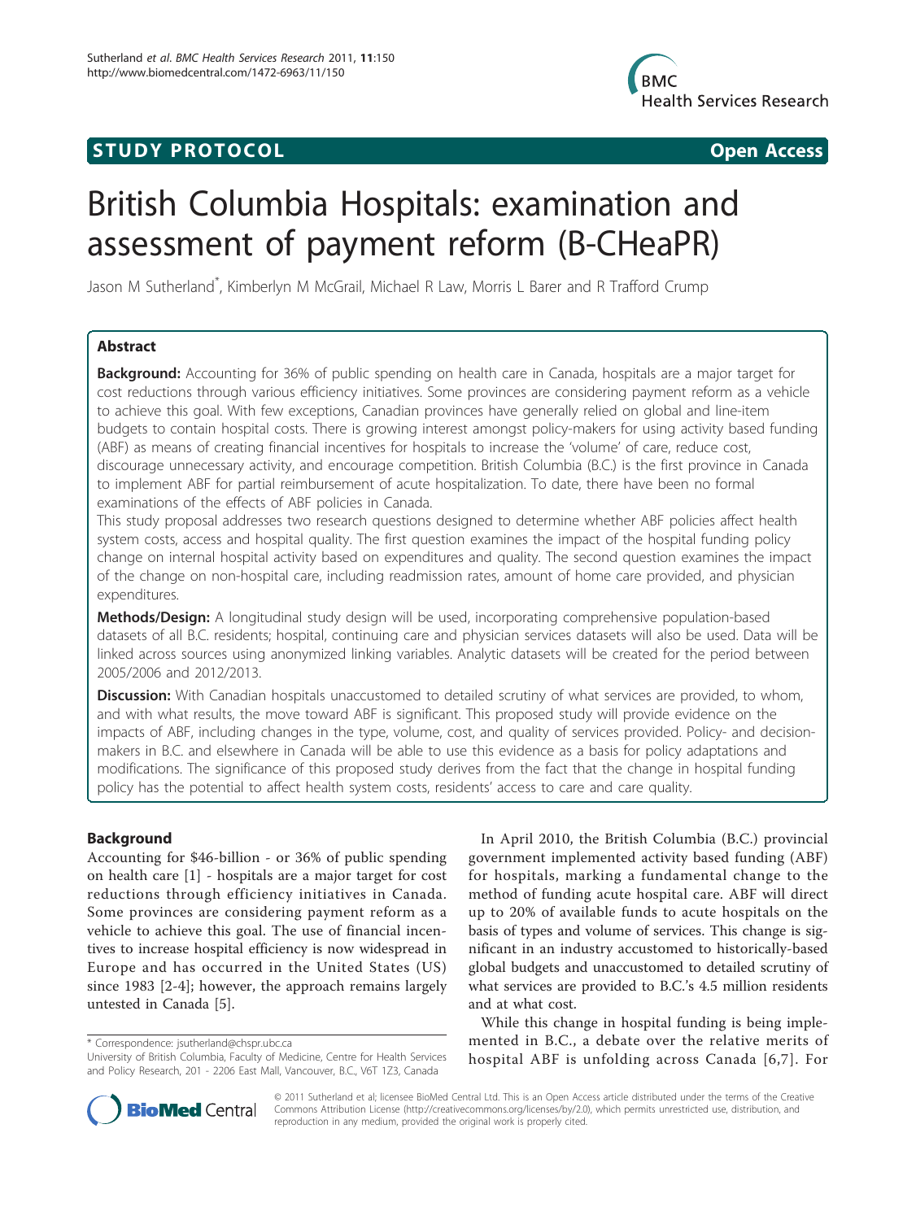STUDY PROTOCOL **Open Access**

# British Columbia Hospitals: examination and assessment of payment reform (B-CHeaPR)

Jason M Sutherland*, Kimberlyn M McGrail, Michael R Law, Morris L Barer and R Trafford Crump

## Abstract

**Background:** Accounting for 36% of public spending on health care in Canada, hospitals are a major target for cost reductions through various efficiency initiatives. Some provinces are considering payment reform as a vehicle to achieve this goal. With few exceptions, Canadian provinces have generally relied on global and line-item budgets to contain hospital costs. There is growing interest amongst policy-makers for using activity based funding (ABF) as means of creating financial incentives for hospitals to increase the 'volume' of care, reduce cost, discourage unnecessary activity, and encourage competition. British Columbia (B.C.) is the first province in Canada to implement ABF for partial reimbursement of acute hospitalization. To date, there have been no formal examinations of the effects of ABF policies in Canada.

This study proposal addresses two research questions designed to determine whether ABF policies affect health system costs, access and hospital quality. The first question examines the impact of the hospital funding policy change on internal hospital activity based on expenditures and quality. The second question examines the impact of the change on non-hospital care, including readmission rates, amount of home care provided, and physician expenditures.

**Methods/Design:** A longitudinal study design will be used, incorporating comprehensive population-based datasets of all B.C. residents; hospital, continuing care and physician services datasets will also be used. Data will be linked across sources using anonymized linking variables. Analytic datasets will be created for the period between 2005/2006 and 2012/2013.

**Discussion:** With Canadian hospitals unaccustomed to detailed scrutiny of what services are provided, to whom, and with what results, the move toward ABF is significant. This proposed study will provide evidence on the impacts of ABF, including changes in the type, volume, cost, and quality of services provided. Policy- and decision-makers in B.C. and elsewhere in Canada will be able to use this evidence as a basis for policy adaptations and modifications. The significance of this proposed study derives from the fact that the change in hospital funding policy has the potential to affect health system costs, residents' access to care and care quality.

## Background

Accounting for $46-billion - or 36% of public spending on health care [1] - hospitals are a major target for cost reductions through efficiency initiatives in Canada. Some provinces are considering payment reform as a vehicle to achieve this goal. The use of financial incentives to increase hospital efficiency is now widespread in Europe and has occurred in the United States (US) since 1983 [2-4]; however, the approach remains largely untested in Canada [5].

In April 2010, the British Columbia (B.C.) provincial government implemented activity based funding (ABF) for hospitals, marking a fundamental change to the method of funding acute hospital care. ABF will direct up to 20% of available funds to acute hospitals on the basis of types and volume of services. This change is significant in an industry accustomed to historically-based global budgets and unaccustomed to detailed scrutiny of what services are provided to B.C.'s 4.5 million residents and at what cost.

While this change in hospital funding is being implemented in B.C., a debate over the relative merits of hospital ABF is unfolding across Canada [6,7]. For

\* Correspondence: jsutherland@chspr.ubc.ca
University of British Columbia, Faculty of Medicine, Centre for Health Services and Policy Research, 201 - 2206 East Mall, Vancouver, B.C., V6T 1Z3, Canada

© 2011 Sutherland et al; licensee BioMed Central Ltd. This is an Open Access article distributed under the terms of the Creative Commons Attribution License (http://creativecommons.org/licenses/by/2.0), which permits unrestricted use, distribution, and reproduction in any medium, provided the original work is properly cited.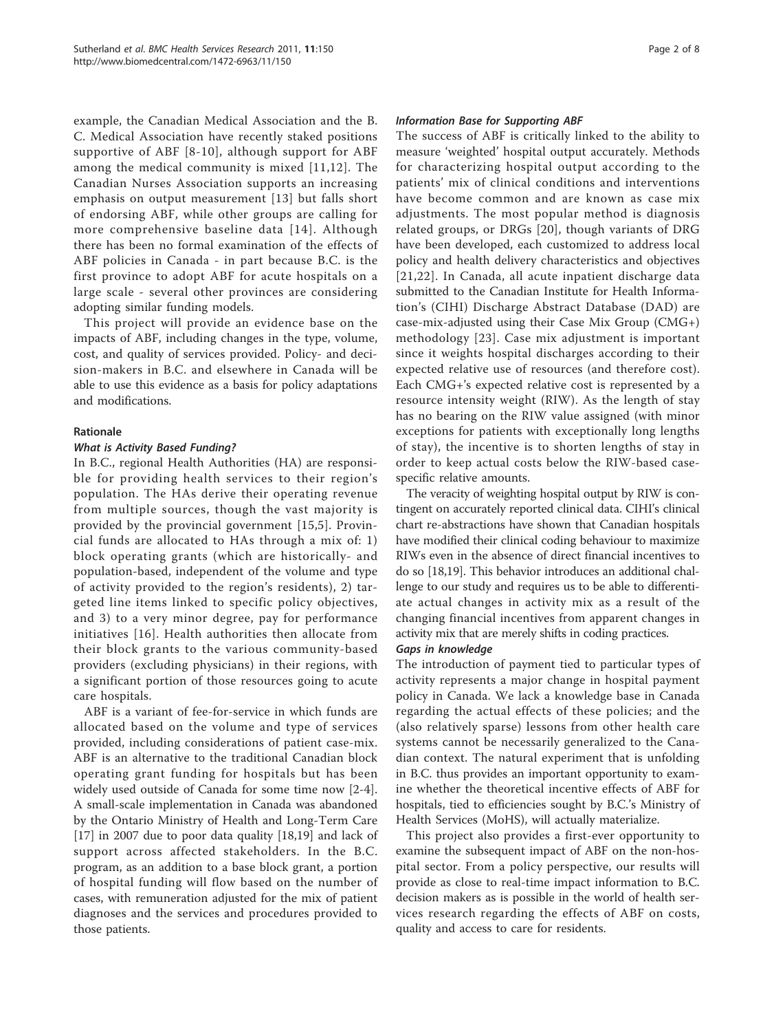example, the Canadian Medical Association and the B. C. Medical Association have recently staked positions supportive of ABF [8-10], although support for ABF among the medical community is mixed [11,12]. The Canadian Nurses Association supports an increasing emphasis on output measurement [13] but falls short of endorsing ABF, while other groups are calling for more comprehensive baseline data [14]. Although there has been no formal examination of the effects of ABF policies in Canada - in part because B.C. is the first province to adopt ABF for acute hospitals on a large scale - several other provinces are considering adopting similar funding models.

This project will provide an evidence base on the impacts of ABF, including changes in the type, volume, cost, and quality of services provided. Policy- and decision-makers in B.C. and elsewhere in Canada will be able to use this evidence as a basis for policy adaptations and modifications.

## Rationale

### *What is Activity Based Funding?*

In B.C., regional Health Authorities (HA) are responsible for providing health services to their region's population. The HAs derive their operating revenue from multiple sources, though the vast majority is provided by the provincial government [15,5]. Provincial funds are allocated to HAs through a mix of: 1) block operating grants (which are historically- and population-based, independent of the volume and type of activity provided to the region's residents), 2) targeted line items linked to specific policy objectives, and 3) to a very minor degree, pay for performance initiatives [16]. Health authorities then allocate from their block grants to the various community-based providers (excluding physicians) in their regions, with a significant portion of those resources going to acute care hospitals.

ABF is a variant of fee-for-service in which funds are allocated based on the volume and type of services provided, including considerations of patient case-mix. ABF is an alternative to the traditional Canadian block operating grant funding for hospitals but has been widely used outside of Canada for some time now [2-4]. A small-scale implementation in Canada was abandoned by the Ontario Ministry of Health and Long-Term Care [17] in 2007 due to poor data quality [18,19] and lack of support across affected stakeholders. In the B.C. program, as an addition to a base block grant, a portion of hospital funding will flow based on the number of cases, with remuneration adjusted for the mix of patient diagnoses and the services and procedures provided to those patients.

### *Information Base for Supporting ABF*

The success of ABF is critically linked to the ability to measure 'weighted' hospital output accurately. Methods for characterizing hospital output according to the patients' mix of clinical conditions and interventions have become common and are known as case mix adjustments. The most popular method is diagnosis related groups, or DRGs [20], though variants of DRG have been developed, each customized to address local policy and health delivery characteristics and objectives [21,22]. In Canada, all acute inpatient discharge data submitted to the Canadian Institute for Health Information's (CIHI) Discharge Abstract Database (DAD) are case-mix-adjusted using their Case Mix Group (CMG+) methodology [23]. Case mix adjustment is important since it weights hospital discharges according to their expected relative use of resources (and therefore cost). Each CMG+'s expected relative cost is represented by a resource intensity weight (RIW). As the length of stay has no bearing on the RIW value assigned (with minor exceptions for patients with exceptionally long lengths of stay), the incentive is to shorten lengths of stay in order to keep actual costs below the RIW-based case-specific relative amounts.

The veracity of weighting hospital output by RIW is contingent on accurately reported clinical data. CIHI's clinical chart re-abstractions have shown that Canadian hospitals have modified their clinical coding behaviour to maximize RIWs even in the absence of direct financial incentives to do so [18,19]. This behavior introduces an additional challenge to our study and requires us to be able to differentiate actual changes in activity mix as a result of the changing financial incentives from apparent changes in activity mix that are merely shifts in coding practices.

### *Gaps in knowledge*

The introduction of payment tied to particular types of activity represents a major change in hospital payment policy in Canada. We lack a knowledge base in Canada regarding the actual effects of these policies; and the (also relatively sparse) lessons from other health care systems cannot be necessarily generalized to the Canadian context. The natural experiment that is unfolding in B.C. thus provides an important opportunity to examine whether the theoretical incentive effects of ABF for hospitals, tied to efficiencies sought by B.C.'s Ministry of Health Services (MoHS), will actually materialize.

This project also provides a first-ever opportunity to examine the subsequent impact of ABF on the non-hospital sector. From a policy perspective, our results will provide as close to real-time impact information to B.C. decision makers as is possible in the world of health services research regarding the effects of ABF on costs, quality and access to care for residents.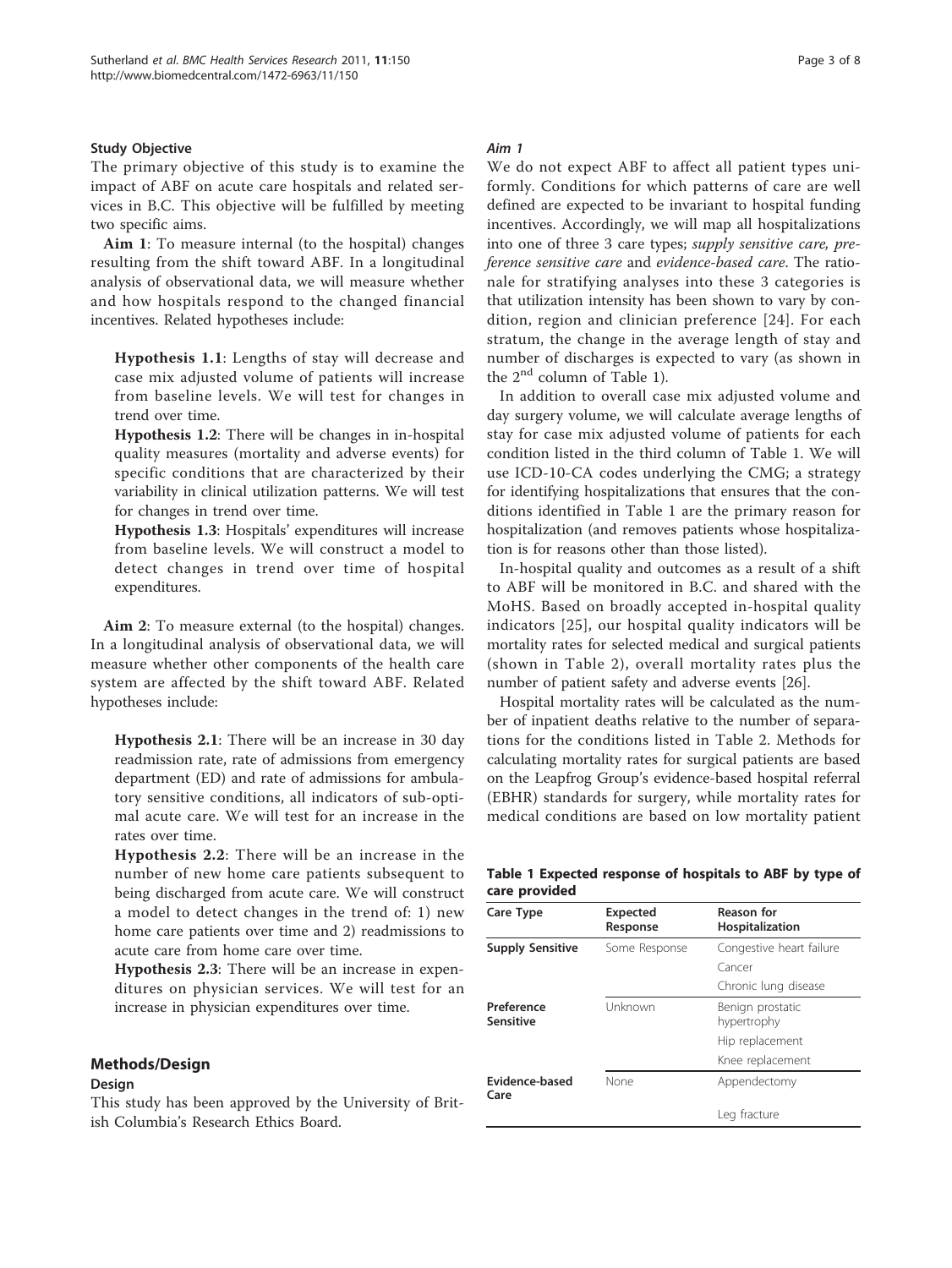### Study Objective

The primary objective of this study is to examine the impact of ABF on acute care hospitals and related services in B.C. This objective will be fulfilled by meeting two specific aims.

**Aim 1**: To measure internal (to the hospital) changes resulting from the shift toward ABF. In a longitudinal analysis of observational data, we will measure whether and how hospitals respond to the changed financial incentives. Related hypotheses include:

> **Hypothesis 1.1**: Lengths of stay will decrease and case mix adjusted volume of patients will increase from baseline levels. We will test for changes in trend over time.
>
> **Hypothesis 1.2**: There will be changes in in-hospital quality measures (mortality and adverse events) for specific conditions that are characterized by their variability in clinical utilization patterns. We will test for changes in trend over time.
>
> **Hypothesis 1.3**: Hospitals' expenditures will increase from baseline levels. We will construct a model to detect changes in trend over time of hospital expenditures.

**Aim 2**: To measure external (to the hospital) changes. In a longitudinal analysis of observational data, we will measure whether other components of the health care system are affected by the shift toward ABF. Related hypotheses include:

> **Hypothesis 2.1**: There will be an increase in 30 day readmission rate, rate of admissions from emergency department (ED) and rate of admissions for ambulatory sensitive conditions, all indicators of sub-optimal acute care. We will test for an increase in the rates over time.
>
> **Hypothesis 2.2**: There will be an increase in the number of new home care patients subsequent to being discharged from acute care. We will construct a model to detect changes in the trend of: 1) new home care patients over time and 2) readmissions to acute care from home care over time.
>
> **Hypothesis 2.3**: There will be an increase in expenditures on physician services. We will test for an increase in physician expenditures over time.

## Methods/Design

### Design

This study has been approved by the University of British Columbia's Research Ethics Board.

#### *Aim 1*

We do not expect ABF to affect all patient types uniformly. Conditions for which patterns of care are well defined are expected to be invariant to hospital funding incentives. Accordingly, we will map all hospitalizations into one of three 3 care types; *supply sensitive care, preference sensitive care* and *evidence-based care*. The rationale for stratifying analyses into these 3 categories is that utilization intensity has been shown to vary by condition, region and clinician preference [24]. For each stratum, the change in the average length of stay and number of discharges is expected to vary (as shown in the 2nd column of Table 1).

In addition to overall case mix adjusted volume and day surgery volume, we will calculate average lengths of stay for case mix adjusted volume of patients for each condition listed in the third column of Table 1. We will use ICD-10-CA codes underlying the CMG; a strategy for identifying hospitalizations that ensures that the conditions identified in Table 1 are the primary reason for hospitalization (and removes patients whose hospitalization is for reasons other than those listed).

In-hospital quality and outcomes as a result of a shift to ABF will be monitored in B.C. and shared with the MoHS. Based on broadly accepted in-hospital quality indicators [25], our hospital quality indicators will be mortality rates for selected medical and surgical patients (shown in Table 2), overall mortality rates plus the number of patient safety and adverse events [26].

Hospital mortality rates will be calculated as the number of inpatient deaths relative to the number of separations for the conditions listed in Table 2. Methods for calculating mortality rates for surgical patients are based on the Leapfrog Group's evidence-based hospital referral (EBHR) standards for surgery, while mortality rates for medical conditions are based on low mortality patient

**Table 1 Expected response of hospitals to ABF by type of care provided**

| Care Type | Expected Response | Reason for Hospitalization |
|---|---|---|
| **Supply Sensitive** | Some Response | Congestive heart failure |
| | | Cancer |
| | | Chronic lung disease |
| **Preference Sensitive** | Unknown | Benign prostatic hypertrophy |
| | | Hip replacement |
| | | Knee replacement |
| **Evidence-based Care** | None | Appendectomy |
| | | Leg fracture |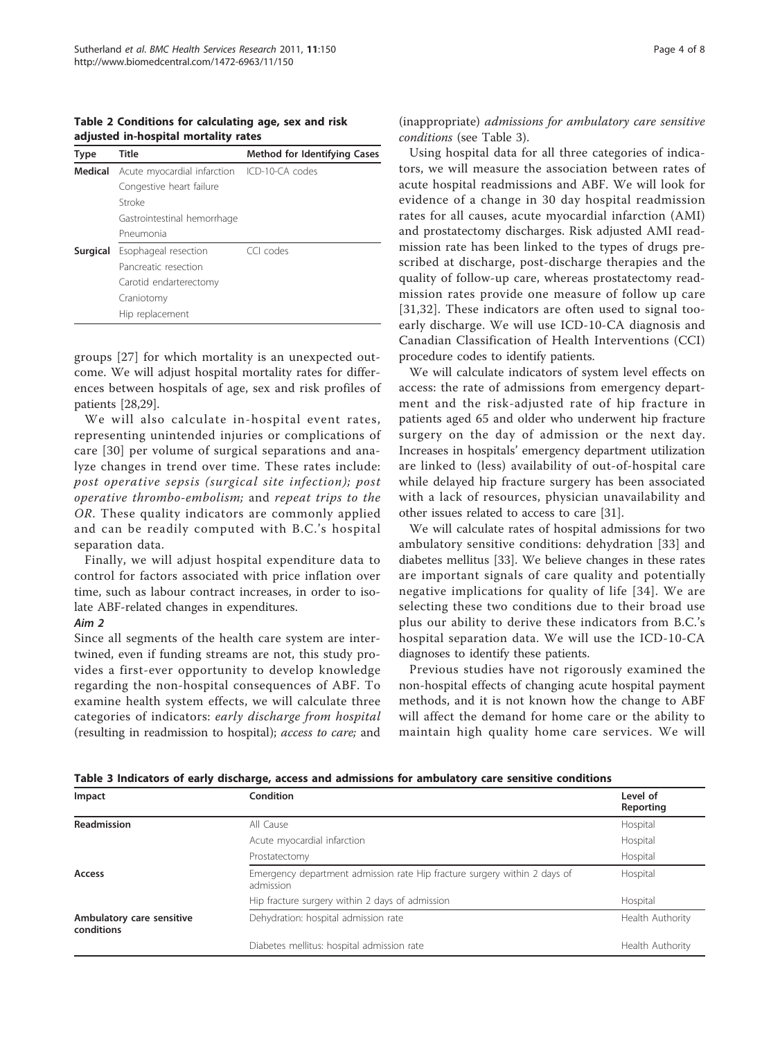**Table 2 Conditions for calculating age, sex and risk adjusted in-hospital mortality rates**

| Type | Title | Method for Identifying Cases |
|---|---|---|
| **Medical** | Acute myocardial infarction | ICD-10-CA codes |
| | Congestive heart failure | |
| | Stroke | |
| | Gastrointestinal hemorrhage | |
| | Pneumonia | |
| **Surgical** | Esophageal resection | CCI codes |
| | Pancreatic resection | |
| | Carotid endarterectomy | |
| | Craniotomy | |
| | Hip replacement | |

groups [27] for which mortality is an unexpected outcome. We will adjust hospital mortality rates for differences between hospitals of age, sex and risk profiles of patients [28,29].

We will also calculate in-hospital event rates, representing unintended injuries or complications of care [30] per volume of surgical separations and analyze changes in trend over time. These rates include: *post operative sepsis (surgical site infection); post operative thrombo-embolism;* and *repeat trips to the OR*. These quality indicators are commonly applied and can be readily computed with B.C.'s hospital separation data.

Finally, we will adjust hospital expenditure data to control for factors associated with price inflation over time, such as labour contract increases, in order to isolate ABF-related changes in expenditures.

#### Aim 2

Since all segments of the health care system are intertwined, even if funding streams are not, this study provides a first-ever opportunity to develop knowledge regarding the non-hospital consequences of ABF. To examine health system effects, we will calculate three categories of indicators: *early discharge from hospital* (resulting in readmission to hospital); *access to care;* and (inappropriate) *admissions for ambulatory care sensitive conditions* (see Table 3).

Using hospital data for all three categories of indicators, we will measure the association between rates of acute hospital readmissions and ABF. We will look for evidence of a change in 30 day hospital readmission rates for all causes, acute myocardial infarction (AMI) and prostatectomy discharges. Risk adjusted AMI readmission rate has been linked to the types of drugs prescribed at discharge, post-discharge therapies and the quality of follow-up care, whereas prostatectomy readmission rates provide one measure of follow up care [31,32]. These indicators are often used to signal too-early discharge. We will use ICD-10-CA diagnosis and Canadian Classification of Health Interventions (CCI) procedure codes to identify patients.

We will calculate indicators of system level effects on access: the rate of admissions from emergency department and the risk-adjusted rate of hip fracture in patients aged 65 and older who underwent hip fracture surgery on the day of admission or the next day. Increases in hospitals' emergency department utilization are linked to (less) availability of out-of-hospital care while delayed hip fracture surgery has been associated with a lack of resources, physician unavailability and other issues related to access to care [31].

We will calculate rates of hospital admissions for two ambulatory sensitive conditions: dehydration [33] and diabetes mellitus [33]. We believe changes in these rates are important signals of care quality and potentially negative implications for quality of life [34]. We are selecting these two conditions due to their broad use plus our ability to derive these indicators from B.C.'s hospital separation data. We will use the ICD-10-CA diagnoses to identify these patients.

Previous studies have not rigorously examined the non-hospital effects of changing acute hospital payment methods, and it is not known how the change to ABF will affect the demand for home care or the ability to maintain high quality home care services. We will

**Table 3 Indicators of early discharge, access and admissions for ambulatory care sensitive conditions**

| Impact | Condition | Level of Reporting |
|---|---|---|
| **Readmission** | All Cause | Hospital |
| | Acute myocardial infarction | Hospital |
| | Prostatectomy | Hospital |
| **Access** | Emergency department admission rate Hip fracture surgery within 2 days of admission | Hospital |
| | Hip fracture surgery within 2 days of admission | Hospital |
| **Ambulatory care sensitive conditions** | Dehydration: hospital admission rate | Health Authority |
| | Diabetes mellitus: hospital admission rate | Health Authority |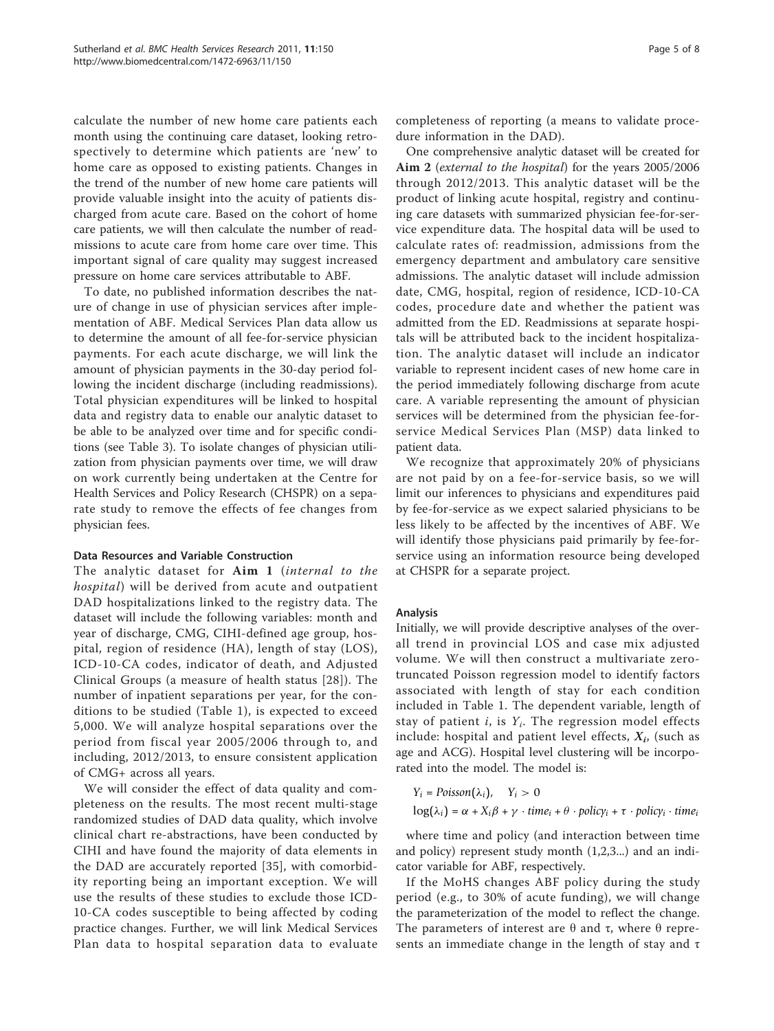calculate the number of new home care patients each month using the continuing care dataset, looking retrospectively to determine which patients are 'new' to home care as opposed to existing patients. Changes in the trend of the number of new home care patients will provide valuable insight into the acuity of patients discharged from acute care. Based on the cohort of home care patients, we will then calculate the number of readmissions to acute care from home care over time. This important signal of care quality may suggest increased pressure on home care services attributable to ABF.

To date, no published information describes the nature of change in use of physician services after implementation of ABF. Medical Services Plan data allow us to determine the amount of all fee-for-service physician payments. For each acute discharge, we will link the amount of physician payments in the 30-day period following the incident discharge (including readmissions). Total physician expenditures will be linked to hospital data and registry data to enable our analytic dataset to be able to be analyzed over time and for specific conditions (see Table 3). To isolate changes of physician utilization from physician payments over time, we will draw on work currently being undertaken at the Centre for Health Services and Policy Research (CHSPR) on a separate study to remove the effects of fee changes from physician fees.

### Data Resources and Variable Construction

The analytic dataset for **Aim 1** (*internal to the hospital*) will be derived from acute and outpatient DAD hospitalizations linked to the registry data. The dataset will include the following variables: month and year of discharge, CMG, CIHI-defined age group, hospital, region of residence (HA), length of stay (LOS), ICD-10-CA codes, indicator of death, and Adjusted Clinical Groups (a measure of health status [28]). The number of inpatient separations per year, for the conditions to be studied (Table 1), is expected to exceed 5,000. We will analyze hospital separations over the period from fiscal year 2005/2006 through to, and including, 2012/2013, to ensure consistent application of CMG+ across all years.

We will consider the effect of data quality and completeness on the results. The most recent multi-stage randomized studies of DAD data quality, which involve clinical chart re-abstractions, have been conducted by CIHI and have found the majority of data elements in the DAD are accurately reported [35], with comorbidity reporting being an important exception. We will use the results of these studies to exclude those ICD-10-CA codes susceptible to being affected by coding practice changes. Further, we will link Medical Services Plan data to hospital separation data to evaluate completeness of reporting (a means to validate procedure information in the DAD).

One comprehensive analytic dataset will be created for **Aim 2** (*external to the hospital*) for the years 2005/2006 through 2012/2013. This analytic dataset will be the product of linking acute hospital, registry and continuing care datasets with summarized physician fee-for-service expenditure data. The hospital data will be used to calculate rates of: readmission, admissions from the emergency department and ambulatory care sensitive admissions. The analytic dataset will include admission date, CMG, hospital, region of residence, ICD-10-CA codes, procedure date and whether the patient was admitted from the ED. Readmissions at separate hospitals will be attributed back to the incident hospitalization. The analytic dataset will include an indicator variable to represent incident cases of new home care in the period immediately following discharge from acute care. A variable representing the amount of physician services will be determined from the physician fee-for-service Medical Services Plan (MSP) data linked to patient data.

We recognize that approximately 20% of physicians are not paid by on a fee-for-service basis, so we will limit our inferences to physicians and expenditures paid by fee-for-service as we expect salaried physicians to be less likely to be affected by the incentives of ABF. We will identify those physicians paid primarily by fee-for-service using an information resource being developed at CHSPR for a separate project.

### Analysis

Initially, we will provide descriptive analyses of the overall trend in provincial LOS and case mix adjusted volume. We will then construct a multivariate zero-truncated Poisson regression model to identify factors associated with length of stay for each condition included in Table 1. The dependent variable, length of stay of patient $i$, is $Y_i$. The regression model effects include: hospital and patient level effects, $X_i$, (such as age and ACG). Hospital level clustering will be incorporated into the model. The model is:

$$Y_i = Poisson(\lambda_i), \quad Y_i > 0$$
$$\log(\lambda_i) = \alpha + X_i\beta + \gamma \cdot time_i + \theta \cdot policy_i + \tau \cdot policy_i \cdot time_i$$

where time and policy (and interaction between time and policy) represent study month (1,2,3...) and an indicator variable for ABF, respectively.

If the MoHS changes ABF policy during the study period (e.g., to 30% of acute funding), we will change the parameterization of the model to reflect the change. The parameters of interest are $\theta$ and $\tau$, where $\theta$ represents an immediate change in the length of stay and $\tau$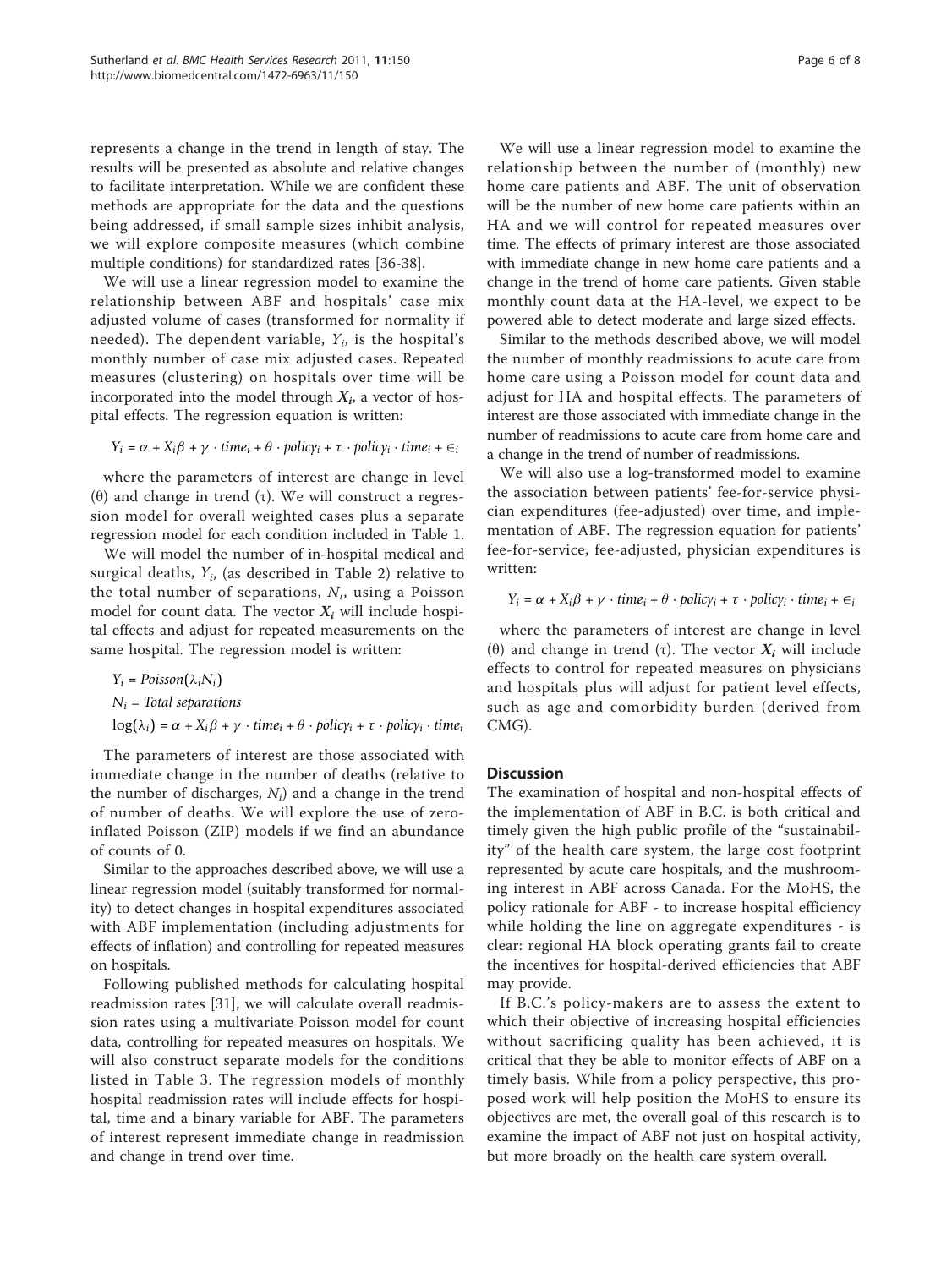represents a change in the trend in length of stay. The results will be presented as absolute and relative changes to facilitate interpretation. While we are confident these methods are appropriate for the data and the questions being addressed, if small sample sizes inhibit analysis, we will explore composite measures (which combine multiple conditions) for standardized rates [36-38].

We will use a linear regression model to examine the relationship between ABF and hospitals' case mix adjusted volume of cases (transformed for normality if needed). The dependent variable, $Y_i$, is the hospital's monthly number of case mix adjusted cases. Repeated measures (clustering) on hospitals over time will be incorporated into the model through $\boldsymbol{X_i}$, a vector of hospital effects. The regression equation is written:

$$Y_i = \alpha + X_i\beta + \gamma \cdot time_i + \theta \cdot policy_i + \tau \cdot policy_i \cdot time_i + \epsilon_i$$

where the parameters of interest are change in level ($\theta$) and change in trend ($\tau$). We will construct a regression model for overall weighted cases plus a separate regression model for each condition included in Table 1.

We will model the number of in-hospital medical and surgical deaths, $Y_i$, (as described in Table 2) relative to the total number of separations, $N_i$, using a Poisson model for count data. The vector $\boldsymbol{X_i}$ will include hospital effects and adjust for repeated measurements on the same hospital. The regression model is written:

$$Y_i = Poisson(\lambda_i N_i)$$

$$N_i = \text{Total separations}$$

$$\log(\lambda_i) = \alpha + X_i\beta + \gamma \cdot time_i + \theta \cdot policy_i + \tau \cdot policy_i \cdot time_i$$

The parameters of interest are those associated with immediate change in the number of deaths (relative to the number of discharges, $N_i$) and a change in the trend of number of deaths. We will explore the use of zero-inflated Poisson (ZIP) models if we find an abundance of counts of 0.

Similar to the approaches described above, we will use a linear regression model (suitably transformed for normality) to detect changes in hospital expenditures associated with ABF implementation (including adjustments for effects of inflation) and controlling for repeated measures on hospitals.

Following published methods for calculating hospital readmission rates [31], we will calculate overall readmission rates using a multivariate Poisson model for count data, controlling for repeated measures on hospitals. We will also construct separate models for the conditions listed in Table 3. The regression models of monthly hospital readmission rates will include effects for hospital, time and a binary variable for ABF. The parameters of interest represent immediate change in readmission and change in trend over time.

We will use a linear regression model to examine the relationship between the number of (monthly) new home care patients and ABF. The unit of observation will be the number of new home care patients within an HA and we will control for repeated measures over time. The effects of primary interest are those associated with immediate change in new home care patients and a change in the trend of home care patients. Given stable monthly count data at the HA-level, we expect to be powered able to detect moderate and large sized effects.

Similar to the methods described above, we will model the number of monthly readmissions to acute care from home care using a Poisson model for count data and adjust for HA and hospital effects. The parameters of interest are those associated with immediate change in the number of readmissions to acute care from home care and a change in the trend of number of readmissions.

We will also use a log-transformed model to examine the association between patients' fee-for-service physician expenditures (fee-adjusted) over time, and implementation of ABF. The regression equation for patients' fee-for-service, fee-adjusted, physician expenditures is written:

$$Y_i = \alpha + X_i\beta + \gamma \cdot time_i + \theta \cdot policy_i + \tau \cdot policy_i \cdot time_i + \epsilon_i$$

where the parameters of interest are change in level ($\theta$) and change in trend ($\tau$). The vector $\boldsymbol{X_i}$ will include effects to control for repeated measures on physicians and hospitals plus will adjust for patient level effects, such as age and comorbidity burden (derived from CMG).

## Discussion

The examination of hospital and non-hospital effects of the implementation of ABF in B.C. is both critical and timely given the high public profile of the "sustainability" of the health care system, the large cost footprint represented by acute care hospitals, and the mushrooming interest in ABF across Canada. For the MoHS, the policy rationale for ABF - to increase hospital efficiency while holding the line on aggregate expenditures - is clear: regional HA block operating grants fail to create the incentives for hospital-derived efficiencies that ABF may provide.

If B.C.'s policy-makers are to assess the extent to which their objective of increasing hospital efficiencies without sacrificing quality has been achieved, it is critical that they be able to monitor effects of ABF on a timely basis. While from a policy perspective, this proposed work will help position the MoHS to ensure its objectives are met, the overall goal of this research is to examine the impact of ABF not just on hospital activity, but more broadly on the health care system overall.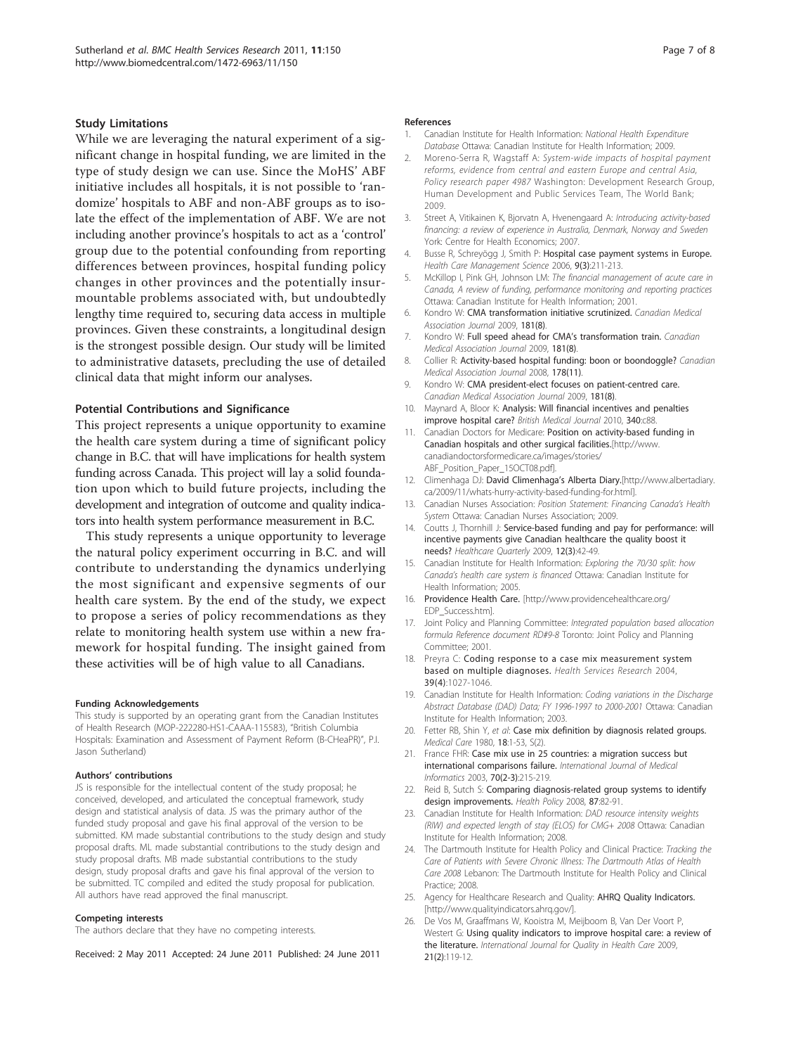### Study Limitations

While we are leveraging the natural experiment of a significant change in hospital funding, we are limited in the type of study design we can use. Since the MoHS' ABF initiative includes all hospitals, it is not possible to 'randomize' hospitals to ABF and non-ABF groups as to isolate the effect of the implementation of ABF. We are not including another province's hospitals to act as a 'control' group due to the potential confounding from reporting differences between provinces, hospital funding policy changes in other provinces and the potentially insurmountable problems associated with, but undoubtedly lengthy time required to, securing data access in multiple provinces. Given these constraints, a longitudinal design is the strongest possible design. Our study will be limited to administrative datasets, precluding the use of detailed clinical data that might inform our analyses.

### Potential Contributions and Significance

This project represents a unique opportunity to examine the health care system during a time of significant policy change in B.C. that will have implications for health system funding across Canada. This project will lay a solid foundation upon which to build future projects, including the development and integration of outcome and quality indicators into health system performance measurement in B.C.

This study represents a unique opportunity to leverage the natural policy experiment occurring in B.C. and will contribute to understanding the dynamics underlying the most significant and expensive segments of our health care system. By the end of the study, we expect to propose a series of policy recommendations as they relate to monitoring health system use within a new framework for hospital funding. The insight gained from these activities will be of high value to all Canadians.

#### Funding Acknowledgements

This study is supported by an operating grant from the Canadian Institutes of Health Research (MOP-222280-HS1-CAAA-115583), "British Columbia Hospitals: Examination and Assessment of Payment Reform (B-CHeaPR)", P.I. Jason Sutherland)

#### Authors' contributions

JS is responsible for the intellectual content of the study proposal; he conceived, developed, and articulated the conceptual framework, study design and statistical analysis of data. JS was the primary author of the funded study proposal and gave his final approval of the version to be submitted. KM made substantial contributions to the study design and study proposal drafts. ML made substantial contributions to the study design and study proposal drafts. MB made substantial contributions to the study design, study proposal drafts and gave his final approval of the version to be submitted. TC compiled and edited the study proposal for publication. All authors have read approved the final manuscript.

#### Competing interests

The authors declare that they have no competing interests.

Received: 2 May 2011 Accepted: 24 June 2011 Published: 24 June 2011

#### References

1. Canadian Institute for Health Information: *National Health Expenditure Database* Ottawa: Canadian Institute for Health Information; 2009.
2. Moreno-Serra R, Wagstaff A: *System-wide impacts of hospital payment reforms, evidence from central and eastern Europe and central Asia, Policy research paper 4987* Washington: Development Research Group, Human Development and Public Services Team, The World Bank; 2009.
3. Street A, Vitikainen K, Bjorvatn A, Hvenengaard A: *Introducing activity-based financing: a review of experience in Australia, Denmark, Norway and Sweden* York: Centre for Health Economics; 2007.
4. Busse R, Schreyögg J, Smith P: **Hospital case payment systems in Europe.** *Health Care Management Science* 2006, **9(3)**:211-213.
5. McKillop I, Pink GH, Johnson LM: *The financial management of acute care in Canada, A review of funding, performance monitoring and reporting practices* Ottawa: Canadian Institute for Health Information; 2001.
6. Kondro W: **CMA transformation initiative scrutinized.** *Canadian Medical Association Journal* 2009, **181(8)**.
7. Kondro W: **Full speed ahead for CMA's transformation train.** *Canadian Medical Association Journal* 2009, **181(8)**.
8. Collier R: **Activity-based hospital funding: boon or boondoggle?** *Canadian Medical Association Journal* 2008, **178(11)**.
9. Kondro W: **CMA president-elect focuses on patient-centred care.** *Canadian Medical Association Journal* 2009, **181(8)**.
10. Maynard A, Bloor K: **Analysis: Will financial incentives and penalties improve hospital care?** *British Medical Journal* 2010, **340**:c88.
11. Canadian Doctors for Medicare: **Position on activity-based funding in Canadian hospitals and other surgical facilities.**[http://www.canadiandoctorsformedicare.ca/images/stories/ABF_Position_Paper_15OCT08.pdf].
12. Climenhaga DJ: **David Climenhaga's Alberta Diary.**[http://www.albertadiary.ca/2009/11/whats-hurry-activity-based-funding-for.html].
13. Canadian Nurses Association: *Position Statement: Financing Canada's Health System* Ottawa: Canadian Nurses Association; 2009.
14. Coutts J, Thornhill J: **Service-based funding and pay for performance: will incentive payments give Canadian healthcare the quality boost it needs?** *Healthcare Quarterly* 2009, **12(3)**:42-49.
15. Canadian Institute for Health Information: *Exploring the 70/30 split: how Canada's health care system is financed* Ottawa: Canadian Institute for Health Information; 2005.
16. **Providence Health Care.** [http://www.providencehealthcare.org/EDP_Success.htm].
17. Joint Policy and Planning Committee: *Integrated population based allocation formula Reference document RD#9-8* Toronto: Joint Policy and Planning Committee; 2001.
18. Preyra C: **Coding response to a case mix measurement system based on multiple diagnoses.** *Health Services Research* 2004, **39(4)**:1027-1046.
19. Canadian Institute for Health Information: *Coding variations in the Discharge Abstract Database (DAD) Data; FY 1996-1997 to 2000-2001* Ottawa: Canadian Institute for Health Information; 2003.
20. Fetter RB, Shin Y, *et al*: **Case mix definition by diagnosis related groups.** *Medical Care* 1980, **18**:1-53, S(2).
21. France FHR: **Case mix use in 25 countries: a migration success but international comparisons failure.** *International Journal of Medical Informatics* 2003, **70(2-3)**:215-219.
22. Reid B, Sutch S: **Comparing diagnosis-related group systems to identify design improvements.** *Health Policy* 2008, **87**:82-91.
23. Canadian Institute for Health Information: *DAD resource intensity weights (RIW) and expected length of stay (ELOS) for CMG+ 2008* Ottawa: Canadian Institute for Health Information; 2008.
24. The Dartmouth Institute for Health Policy and Clinical Practice: *Tracking the Care of Patients with Severe Chronic Illness: The Dartmouth Atlas of Health Care 2008* Lebanon: The Dartmouth Institute for Health Policy and Clinical Practice; 2008.
25. Agency for Healthcare Research and Quality: **AHRQ Quality Indicators.** [http://www.qualityindicators.ahrq.gov/].
26. De Vos M, Graaffmans W, Kooistra M, Meijboom B, Van Der Voort P, Westert G: **Using quality indicators to improve hospital care: a review of the literature.** *International Journal for Quality in Health Care* 2009, **21(2)**:119-12.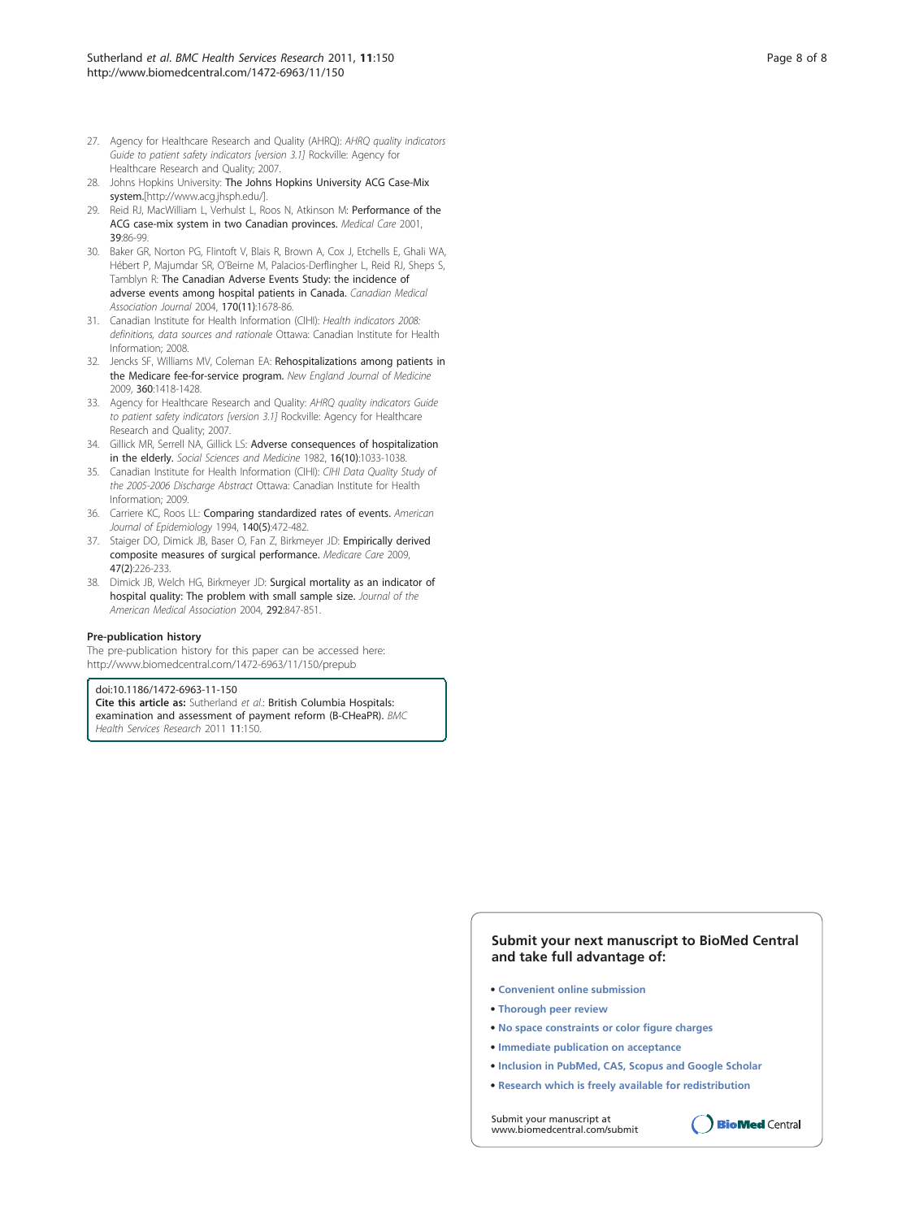27. Agency for Healthcare Research and Quality (AHRQ): *AHRQ quality indicators Guide to patient safety indicators [version 3.1]* Rockville: Agency for Healthcare Research and Quality; 2007.
28. Johns Hopkins University: **The Johns Hopkins University ACG Case-Mix system.**[http://www.acg.jhsph.edu/].
29. Reid RJ, MacWilliam L, Verhulst L, Roos N, Atkinson M: **Performance of the ACG case-mix system in two Canadian provinces.** *Medical Care* 2001, **39**:86-99.
30. Baker GR, Norton PG, Flintoft V, Blais R, Brown A, Cox J, Etchells E, Ghali WA, Hébert P, Majumdar SR, O'Beirne M, Palacios-Derflingher L, Reid RJ, Sheps S, Tamblyn R: **The Canadian Adverse Events Study: the incidence of adverse events among hospital patients in Canada.** *Canadian Medical Association Journal* 2004, **170(11)**:1678-86.
31. Canadian Institute for Health Information (CIHI): *Health indicators 2008: definitions, data sources and rationale* Ottawa: Canadian Institute for Health Information; 2008.
32. Jencks SF, Williams MV, Coleman EA: **Rehospitalizations among patients in the Medicare fee-for-service program.** *New England Journal of Medicine* 2009, **360**:1418-1428.
33. Agency for Healthcare Research and Quality: *AHRQ quality indicators Guide to patient safety indicators [version 3.1]* Rockville: Agency for Healthcare Research and Quality; 2007.
34. Gillick MR, Serrell NA, Gillick LS: **Adverse consequences of hospitalization in the elderly.** *Social Sciences and Medicine* 1982, **16(10)**:1033-1038.
35. Canadian Institute for Health Information (CIHI): *CIHI Data Quality Study of the 2005-2006 Discharge Abstract* Ottawa: Canadian Institute for Health Information; 2009.
36. Carriere KC, Roos LL: **Comparing standardized rates of events.** *American Journal of Epidemiology* 1994, **140(5)**:472-482.
37. Staiger DO, Dimick JB, Baser O, Fan Z, Birkmeyer JD: **Empirically derived composite measures of surgical performance.** *Medicare Care* 2009, **47(2)**:226-233.
38. Dimick JB, Welch HG, Birkmeyer JD: **Surgical mortality as an indicator of hospital quality: The problem with small sample size.** *Journal of the American Medical Association* 2004, **292**:847-851.

### Pre-publication history

The pre-publication history for this paper can be accessed here:
http://www.biomedcentral.com/1472-6963/11/150/prepub

doi:10.1186/1472-6963-11-150
**Cite this article as:** Sutherland *et al.*: British Columbia Hospitals: examination and assessment of payment reform (B-CHeaPR). *BMC Health Services Research* 2011 **11**:150.

**Submit your next manuscript to BioMed Central and take full advantage of:**

- Convenient online submission
- Thorough peer review
- No space constraints or color figure charges
- Immediate publication on acceptance
- Inclusion in PubMed, CAS, Scopus and Google Scholar
- Research which is freely available for redistribution

Submit your manuscript at
www.biomedcentral.com/submit

BioMed Central